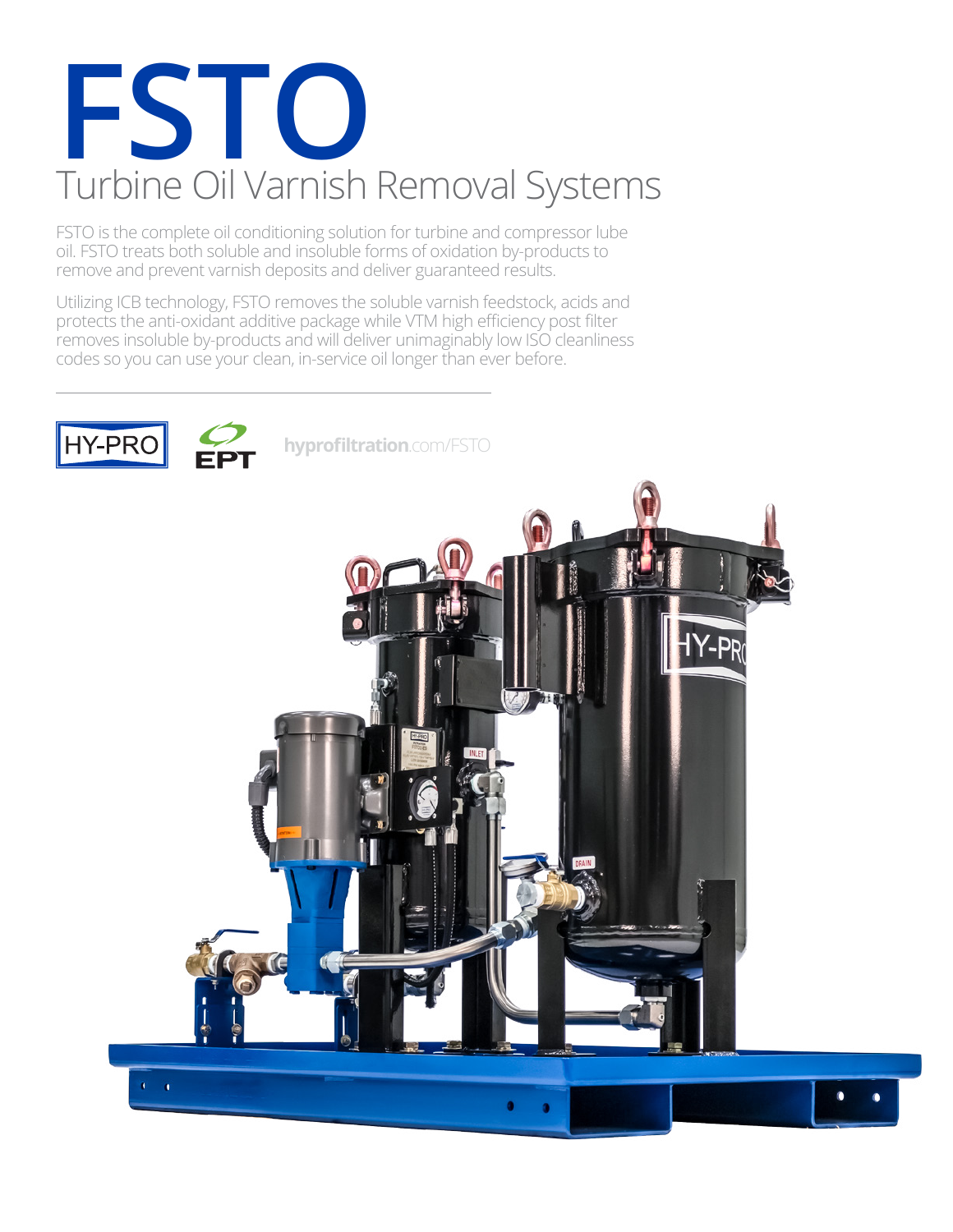# FSTO

## Turbine Oil Varnish Removal Systems

FSTO is the complete oil conditioning solution for turbine and compressor lube oil. FSTO treats both soluble and insoluble forms of oxidation by-products to remove and prevent varnish deposits and deliver guaranteed results.

Utilizing ICB technology, FSTO removes the soluble varnish feedstock, acids and protects the anti-oxidant additive package while VTM high efficiency post filter removes insoluble by-products and will deliver unimaginably low ISO cleanliness codes so you can use your clean, in-service oil longer than ever before.

---

HY-PRO EPT **hyprofiltration**.com/FSTO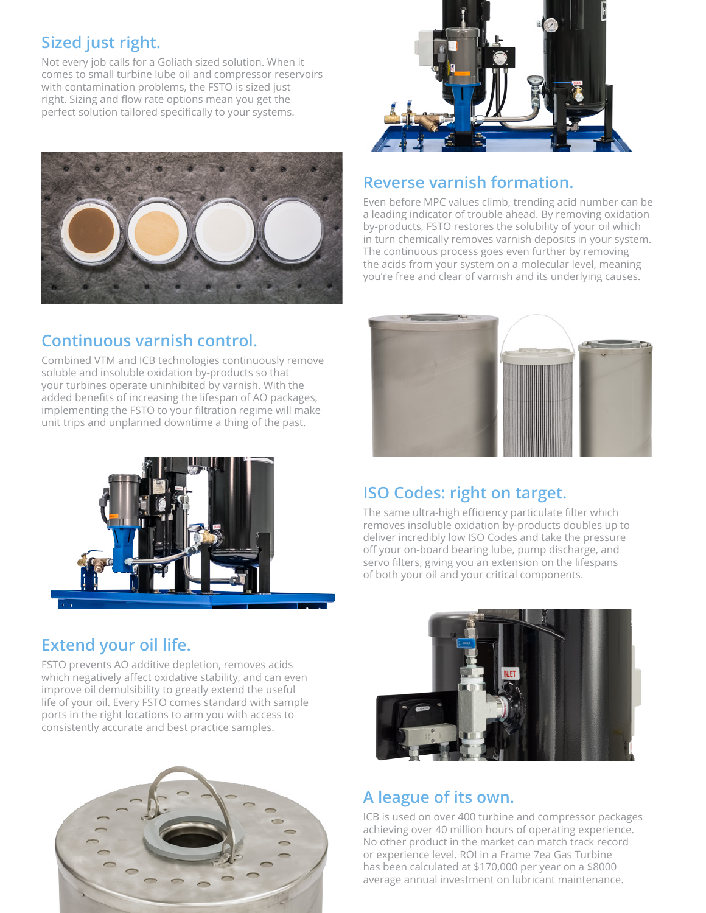## Sized just right.

Not every job calls for a Goliath sized solution. When it comes to small turbine lube oil and compressor reservoirs with contamination problems, the FSTO is sized just right. Sizing and flow rate options mean you get the perfect solution tailored specifically to your systems.

## Reverse varnish formation.

Even before MPC values climb, trending acid number can be a leading indicator of trouble ahead. By removing oxidation by-products, FSTO restores the solubility of your oil which in turn chemically removes varnish deposits in your system. The continuous process goes even further by removing the acids from your system on a molecular level, meaning you're free and clear of varnish and its underlying causes.

## Continuous varnish control.

Combined VTM and ICB technologies continuously remove soluble and insoluble oxidation by-products so that your turbines operate uninhibited by varnish. With the added benefits of increasing the lifespan of AO packages, implementing the FSTO to your filtration regime will make unit trips and unplanned downtime a thing of the past.

## ISO Codes: right on target.

The same ultra-high efficiency particulate filter which removes insoluble oxidation by-products doubles up to deliver incredibly low ISO Codes and take the pressure off your on-board bearing lube, pump discharge, and servo filters, giving you an extension on the lifespans of both your oil and your critical components.

## Extend your oil life.

FSTO prevents AO additive depletion, removes acids which negatively affect oxidative stability, and can even improve oil demulsibility to greatly extend the useful life of your oil. Every FSTO comes standard with sample ports in the right locations to arm you with access to consistently accurate and best practice samples.

## A league of its own.

ICB is used on over 400 turbine and compressor packages achieving over 40 million hours of operating experience. No other product in the market can match track record or experience level. ROI in a Frame 7ea Gas Turbine has been calculated at $170,000 per year on a $8000 average annual investment on lubricant maintenance.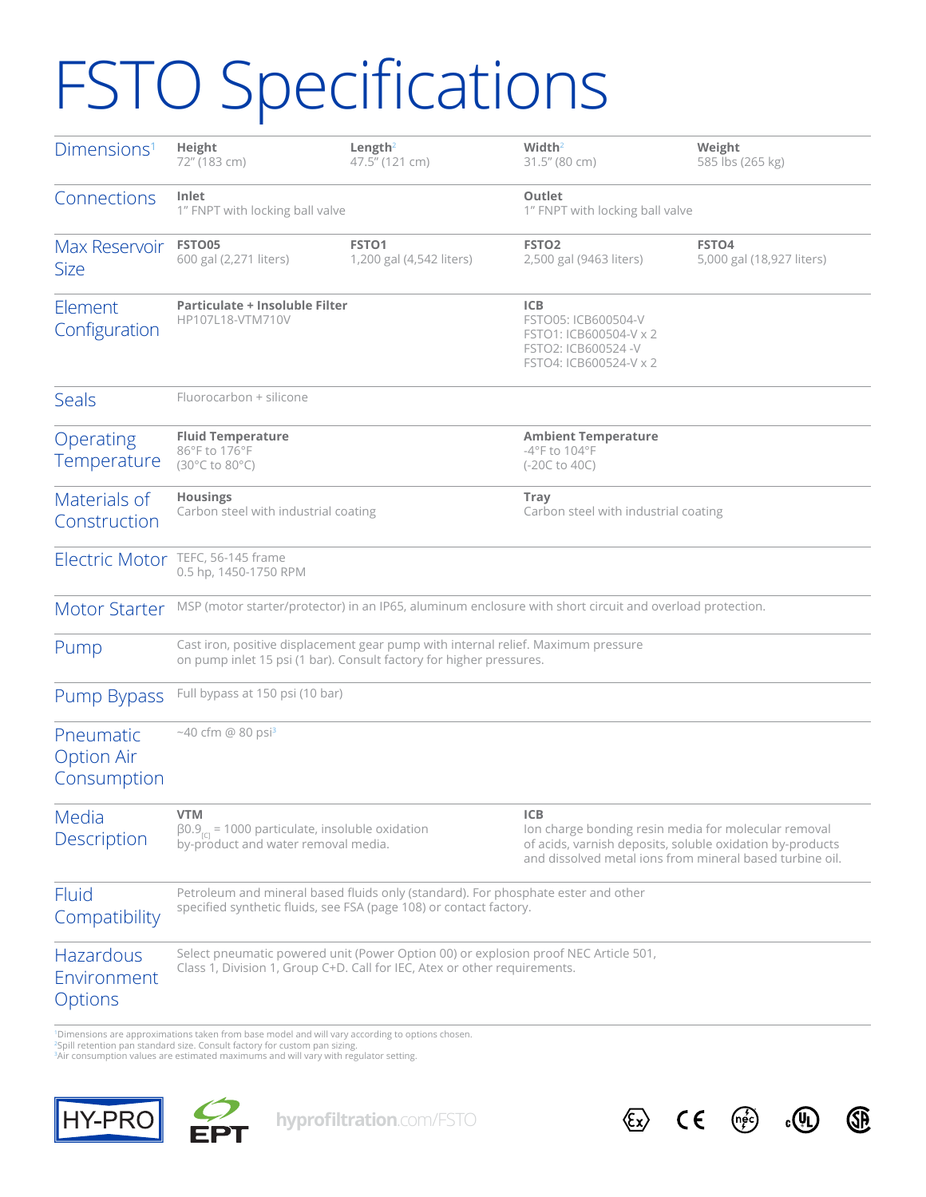# FSTO Specifications

| | | | | |
|---|---|---|---|---|
| Dimensions[1] | **Height**<br>72" (183 cm) | **Length**[2]<br>47.5" (121 cm) | **Width**[2]<br>31.5" (80 cm) | **Weight**<br>585 lbs (265 kg) |
| Connections | **Inlet**<br>1" FNPT with locking ball valve | | **Outlet**<br>1" FNPT with locking ball valve | |
| Max Reservoir Size | **FSTO05**<br>600 gal (2,271 liters) | **FSTO1**<br>1,200 gal (4,542 liters) | **FSTO2**<br>2,500 gal (9463 liters) | **FSTO4**<br>5,000 gal (18,927 liters) |
| Element Configuration | **Particulate + Insoluble Filter**<br>HP107L18-VTM710V | | **ICB**<br>FSTO05: ICB600504-V<br>FSTO1: ICB600504-V x 2<br>FSTO2: ICB600524 -V<br>FSTO4: ICB600524-V x 2 | |
| Seals | Fluorocarbon + silicone | | | |
| Operating Temperature | **Fluid Temperature**<br>86°F to 176°F<br>(30°C to 80°C) | | **Ambient Temperature**<br>-4°F to 104°F<br>(-20C to 40C) | |
| Materials of Construction | **Housings**<br>Carbon steel with industrial coating | | **Tray**<br>Carbon steel with industrial coating | |
| Electric Motor | TEFC, 56-145 frame<br>0.5 hp, 1450-1750 RPM | | | |
| Motor Starter | MSP (motor starter/protector) in an IP65, aluminum enclosure with short circuit and overload protection. | | | |
| Pump | Cast iron, positive displacement gear pump with internal relief. Maximum pressure on pump inlet 15 psi (1 bar). Consult factory for higher pressures. | | | |
| Pump Bypass | Full bypass at 150 psi (10 bar) | | | |
| Pneumatic Option Air Consumption | ~40 cfm @ 80 psi[3] | | | |
| Media Description | **VTM**<br>$\beta 0.9_{[c]}$ = 1000 particulate, insoluble oxidation by-product and water removal media. | | **ICB**<br>Ion charge bonding resin media for molecular removal of acids, varnish deposits, soluble oxidation by-products and dissolved metal ions from mineral based turbine oil. | |
| Fluid Compatibility | Petroleum and mineral based fluids only (standard). For phosphate ester and other specified synthetic fluids, see FSA (page 108) or contact factory. | | | |
| Hazardous Environment Options | Select pneumatic powered unit (Power Option 00) or explosion proof NEC Article 501, Class 1, Division 1, Group C+D. Call for IEC, Atex or other requirements. | | | |

[1]Dimensions are approximations taken from base model and will vary according to options chosen.
[2]Spill retention pan standard size. Consult factory for custom pan sizing.
[3]Air consumption values are estimated maximums and will vary with regulator setting.

HY-PRO EPT hyprofiltration.com/FSTO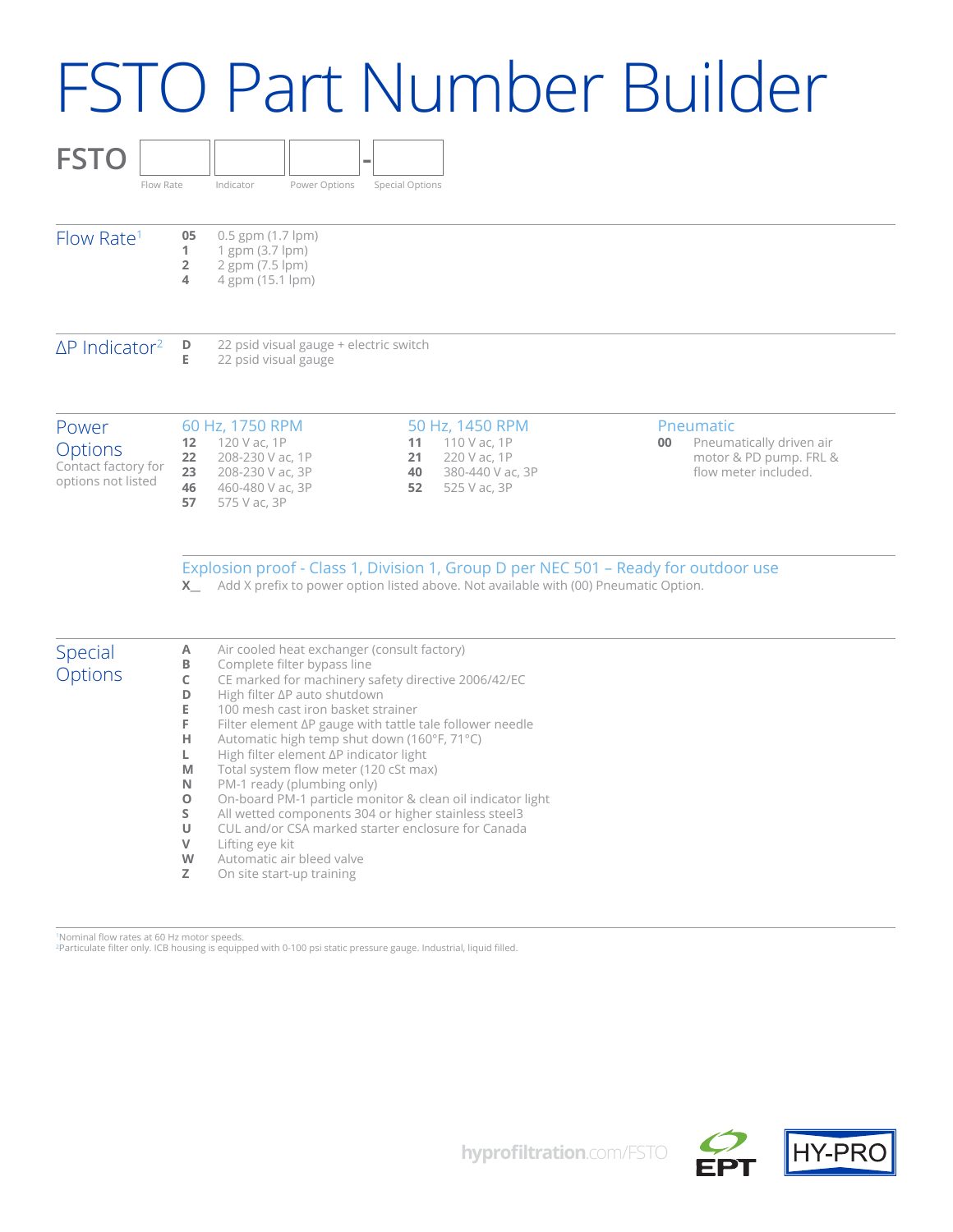# FSTO Part Number Builder

**FSTO** [ Flow Rate ] [ Indicator ] [ Power Options ] - [ Special Options ]

## Flow Rate[1]

| | |
|---|---|
| **05** | 0.5 gpm (1.7 lpm) |
| **1** | 1 gpm (3.7 lpm) |
| **2** | 2 gpm (7.5 lpm) |
| **4** | 4 gpm (15.1 lpm) |

## ΔP Indicator[2]

| | |
|---|---|
| **D** | 22 psid visual gauge + electric switch |
| **E** | 22 psid visual gauge |

## Power Options

Contact factory for options not listed

**60 Hz, 1750 RPM**

| | |
|---|---|
| **12** | 120 V ac, 1P |
| **22** | 208-230 V ac, 1P |
| **23** | 208-230 V ac, 3P |
| **46** | 460-480 V ac, 3P |
| **57** | 575 V ac, 3P |

**50 Hz, 1450 RPM**

| | |
|---|---|
| **11** | 110 V ac, 1P |
| **21** | 220 V ac, 1P |
| **40** | 380-440 V ac, 3P |
| **52** | 525 V ac, 3P |

**Pneumatic**

| | |
|---|---|
| **00** | Pneumatically driven air motor & PD pump. FRL & flow meter included. |

**Explosion proof - Class 1, Division 1, Group D per NEC 501 – Ready for outdoor use**

**X_** Add X prefix to power option listed above. Not available with (00) Pneumatic Option.

## Special Options

| | |
|---|---|
| **A** | Air cooled heat exchanger (consult factory) |
| **B** | Complete filter bypass line |
| **C** | CE marked for machinery safety directive 2006/42/EC |
| **D** | High filter ΔP auto shutdown |
| **E** | 100 mesh cast iron basket strainer |
| **F** | Filter element ΔP gauge with tattle tale follower needle |
| **H** | Automatic high temp shut down (160°F, 71°C) |
| **L** | High filter element ΔP indicator light |
| **M** | Total system flow meter (120 cSt max) |
| **N** | PM-1 ready (plumbing only) |
| **O** | On-board PM-1 particle monitor & clean oil indicator light |
| **S** | All wetted components 304 or higher stainless steel3 |
| **U** | CUL and/or CSA marked starter enclosure for Canada |
| **V** | Lifting eye kit |
| **W** | Automatic air bleed valve |
| **Z** | On site start-up training |

[1] Nominal flow rates at 60 Hz motor speeds.
[2] Particulate filter only. ICB housing is equipped with 0-100 psi static pressure gauge. Industrial, liquid filled.

hyprofiltration.com/FSTO

EPT HY-PRO